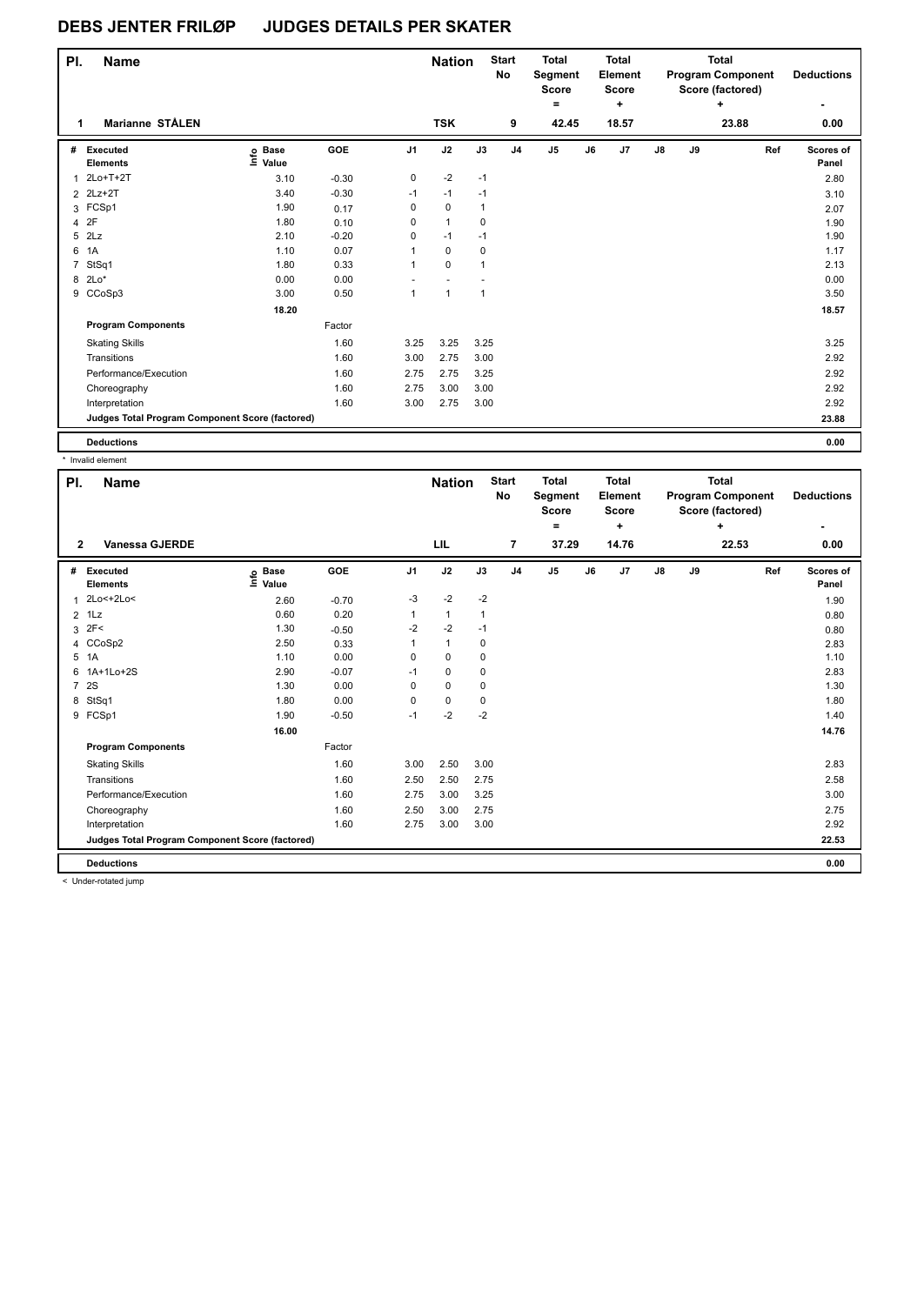# DEBS JENTER FRILØP JUDGES DETAILS PER SKATER

| Pl. | Name | Nation | Start No | Total Segment Score = | Total Element Score + | Total Program Component Score (factored) + | Deductions - |
|---|---|---|---|---|---|---|---|
| 1 | Marianne STÅLEN | TSK | 9 | 42.45 | 18.57 | 23.88 | 0.00 |

| # | Executed Elements | Info | Base Value | GOE | J1 | J2 | J3 | J4 | J5 | J6 | J7 | J8 | J9 | Ref | Scores of Panel |
|---|---|---|---|---|---|---|---|---|---|---|---|---|---|---|---|
| 1 | 2Lo+T+2T | | 3.10 | -0.30 | 0 | -2 | -1 | | | | | | | | 2.80 |
| 2 | 2Lz+2T | | 3.40 | -0.30 | -1 | -1 | -1 | | | | | | | | 3.10 |
| 3 | FCSp1 | | 1.90 | 0.17 | 0 | 0 | 1 | | | | | | | | 2.07 |
| 4 | 2F | | 1.80 | 0.10 | 0 | 1 | 0 | | | | | | | | 1.90 |
| 5 | 2Lz | | 2.10 | -0.20 | 0 | -1 | -1 | | | | | | | | 1.90 |
| 6 | 1A | | 1.10 | 0.07 | 1 | 0 | 0 | | | | | | | | 1.17 |
| 7 | StSq1 | | 1.80 | 0.33 | 1 | 0 | 1 | | | | | | | | 2.13 |
| 8 | 2Lo* | | 0.00 | 0.00 | - | - | - | | | | | | | | 0.00 |
| 9 | CCoSp3 | | 3.00 | 0.50 | 1 | 1 | 1 | | | | | | | | 3.50 |
| | | | 18.20 | | | | | | | | | | | | 18.57 |
| | **Program Components** | | | Factor | | | | | | | | | | | |
| | Skating Skills | | | 1.60 | 3.25 | 3.25 | 3.25 | | | | | | | | 3.25 |
| | Transitions | | | 1.60 | 3.00 | 2.75 | 3.00 | | | | | | | | 2.92 |
| | Performance/Execution | | | 1.60 | 2.75 | 2.75 | 3.25 | | | | | | | | 2.92 |
| | Choreography | | | 1.60 | 2.75 | 3.00 | 3.00 | | | | | | | | 2.92 |
| | Interpretation | | | 1.60 | 3.00 | 2.75 | 3.00 | | | | | | | | 2.92 |
| | **Judges Total Program Component Score (factored)** | | | | | | | | | | | | | | 23.88 |
| | **Deductions** | | | | | | | | | | | | | | 0.00 |

\* Invalid element

| Pl. | Name | Nation | Start No | Total Segment Score = | Total Element Score + | Total Program Component Score (factored) + | Deductions - |
|---|---|---|---|---|---|---|---|
| 2 | Vanessa GJERDE | LIL | 7 | 37.29 | 14.76 | 22.53 | 0.00 |

| # | Executed Elements | Info | Base Value | GOE | J1 | J2 | J3 | J4 | J5 | J6 | J7 | J8 | J9 | Ref | Scores of Panel |
|---|---|---|---|---|---|---|---|---|---|---|---|---|---|---|---|
| 1 | 2Lo<+2Lo< | | 2.60 | -0.70 | -3 | -2 | -2 | | | | | | | | 1.90 |
| 2 | 1Lz | | 0.60 | 0.20 | 1 | 1 | 1 | | | | | | | | 0.80 |
| 3 | 2F< | | 1.30 | -0.50 | -2 | -2 | -1 | | | | | | | | 0.80 |
| 4 | CCoSp2 | | 2.50 | 0.33 | 1 | 1 | 0 | | | | | | | | 2.83 |
| 5 | 1A | | 1.10 | 0.00 | 0 | 0 | 0 | | | | | | | | 1.10 |
| 6 | 1A+1Lo+2S | | 2.90 | -0.07 | -1 | 0 | 0 | | | | | | | | 2.83 |
| 7 | 2S | | 1.30 | 0.00 | 0 | 0 | 0 | | | | | | | | 1.30 |
| 8 | StSq1 | | 1.80 | 0.00 | 0 | 0 | 0 | | | | | | | | 1.80 |
| 9 | FCSp1 | | 1.90 | -0.50 | -1 | -2 | -2 | | | | | | | | 1.40 |
| | | | 16.00 | | | | | | | | | | | | 14.76 |
| | **Program Components** | | | Factor | | | | | | | | | | | |
| | Skating Skills | | | 1.60 | 3.00 | 2.50 | 3.00 | | | | | | | | 2.83 |
| | Transitions | | | 1.60 | 2.50 | 2.50 | 2.75 | | | | | | | | 2.58 |
| | Performance/Execution | | | 1.60 | 2.75 | 3.00 | 3.25 | | | | | | | | 3.00 |
| | Choreography | | | 1.60 | 2.50 | 3.00 | 2.75 | | | | | | | | 2.75 |
| | Interpretation | | | 1.60 | 2.75 | 3.00 | 3.00 | | | | | | | | 2.92 |
| | **Judges Total Program Component Score (factored)** | | | | | | | | | | | | | | 22.53 |
| | **Deductions** | | | | | | | | | | | | | | 0.00 |

< Under-rotated jump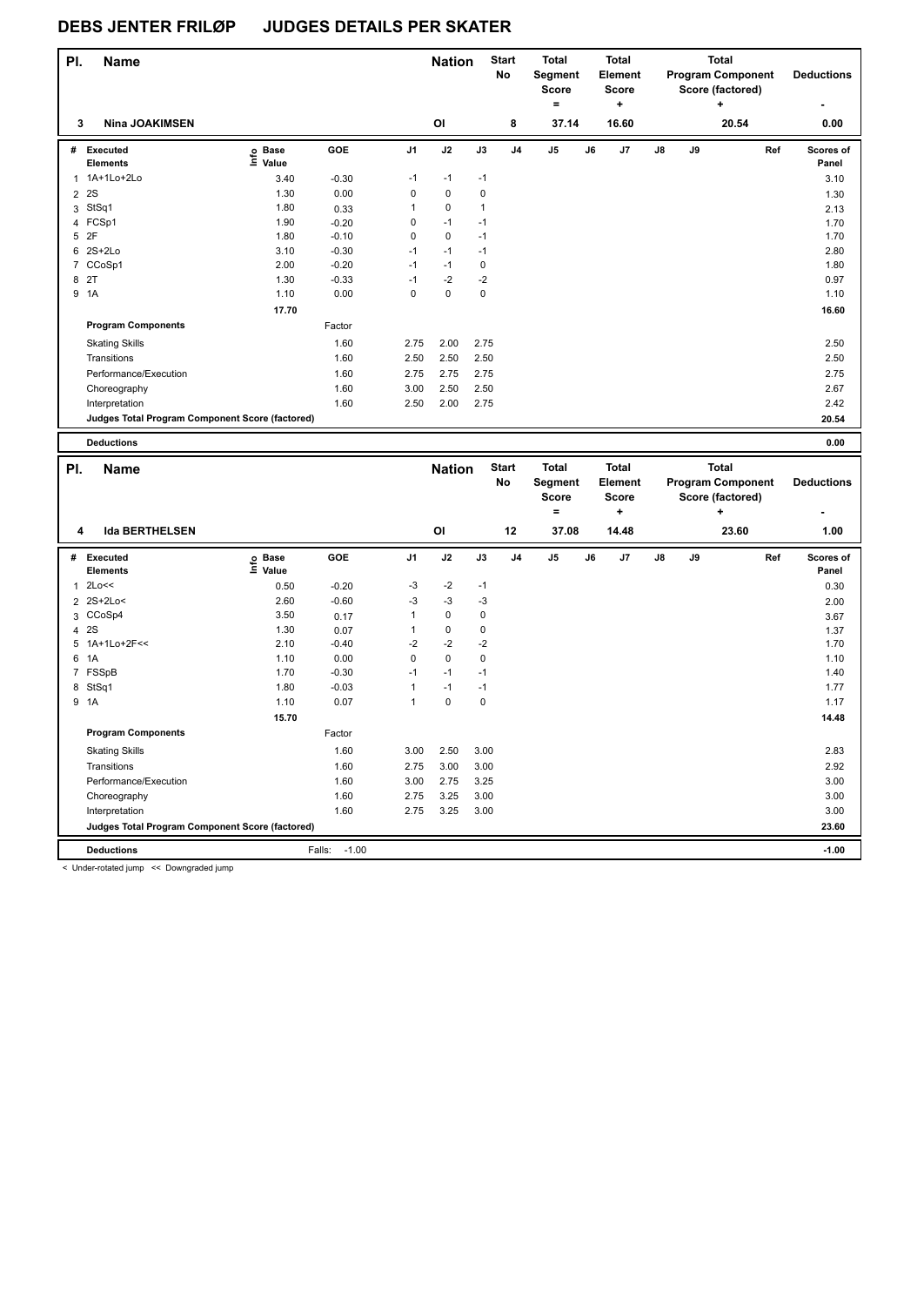# DEBS JENTER FRILØP JUDGES DETAILS PER SKATER

| Pl. | Name | Nation | Start No | Total Segment Score = | Total Element Score + | Total Program Component Score (factored) + | Deductions - |
|---|---|---|---|---|---|---|---|
| 3 | Nina JOAKIMSEN | OI | 8 | 37.14 | 16.60 | 20.54 | 0.00 |

| # | Executed Elements | Info | Base Value | GOE | J1 | J2 | J3 | J4 | J5 | J6 | J7 | J8 | J9 | Ref | Scores of Panel |
|---|---|---|---|---|---|---|---|---|---|---|---|---|---|---|---|
| 1 | 1A+1Lo+2Lo | | 3.40 | -0.30 | -1 | -1 | -1 | | | | | | | | 3.10 |
| 2 | 2S | | 1.30 | 0.00 | 0 | 0 | 0 | | | | | | | | 1.30 |
| 3 | StSq1 | | 1.80 | 0.33 | 1 | 0 | 1 | | | | | | | | 2.13 |
| 4 | FCSp1 | | 1.90 | -0.20 | 0 | -1 | -1 | | | | | | | | 1.70 |
| 5 | 2F | | 1.80 | -0.10 | 0 | 0 | -1 | | | | | | | | 1.70 |
| 6 | 2S+2Lo | | 3.10 | -0.30 | -1 | -1 | -1 | | | | | | | | 2.80 |
| 7 | CCoSp1 | | 2.00 | -0.20 | -1 | -1 | 0 | | | | | | | | 1.80 |
| 8 | 2T | | 1.30 | -0.33 | -1 | -2 | -2 | | | | | | | | 0.97 |
| 9 | 1A | | 1.10 | 0.00 | 0 | 0 | 0 | | | | | | | | 1.10 |
| | | | 17.70 | | | | | | | | | | | | 16.60 |
| | **Program Components** | | | Factor | | | | | | | | | | | |
| | Skating Skills | | | 1.60 | 2.75 | 2.00 | 2.75 | | | | | | | | 2.50 |
| | Transitions | | | 1.60 | 2.50 | 2.50 | 2.50 | | | | | | | | 2.50 |
| | Performance/Execution | | | 1.60 | 2.75 | 2.75 | 2.75 | | | | | | | | 2.75 |
| | Choreography | | | 1.60 | 3.00 | 2.50 | 2.50 | | | | | | | | 2.67 |
| | Interpretation | | | 1.60 | 2.50 | 2.00 | 2.75 | | | | | | | | 2.42 |
| | **Judges Total Program Component Score (factored)** | | | | | | | | | | | | | | 20.54 |
| | **Deductions** | | | | | | | | | | | | | | 0.00 |

| Pl. | Name | Nation | Start No | Total Segment Score = | Total Element Score + | Total Program Component Score (factored) + | Deductions - |
|---|---|---|---|---|---|---|---|
| 4 | Ida BERTHELSEN | OI | 12 | 37.08 | 14.48 | 23.60 | 1.00 |

| # | Executed Elements | Info | Base Value | GOE | J1 | J2 | J3 | J4 | J5 | J6 | J7 | J8 | J9 | Ref | Scores of Panel |
|---|---|---|---|---|---|---|---|---|---|---|---|---|---|---|---|
| 1 | 2Lo<< | | 0.50 | -0.20 | -3 | -2 | -1 | | | | | | | | 0.30 |
| 2 | 2S+2Lo< | | 2.60 | -0.60 | -3 | -3 | -3 | | | | | | | | 2.00 |
| 3 | CCoSp4 | | 3.50 | 0.17 | 1 | 0 | 0 | | | | | | | | 3.67 |
| 4 | 2S | | 1.30 | 0.07 | 1 | 0 | 0 | | | | | | | | 1.37 |
| 5 | 1A+1Lo+2F<< | | 2.10 | -0.40 | -2 | -2 | -2 | | | | | | | | 1.70 |
| 6 | 1A | | 1.10 | 0.00 | 0 | 0 | 0 | | | | | | | | 1.10 |
| 7 | FSSpB | | 1.70 | -0.30 | -1 | -1 | -1 | | | | | | | | 1.40 |
| 8 | StSq1 | | 1.80 | -0.03 | 1 | -1 | -1 | | | | | | | | 1.77 |
| 9 | 1A | | 1.10 | 0.07 | 1 | 0 | 0 | | | | | | | | 1.17 |
| | | | 15.70 | | | | | | | | | | | | 14.48 |
| | **Program Components** | | | Factor | | | | | | | | | | | |
| | Skating Skills | | | 1.60 | 3.00 | 2.50 | 3.00 | | | | | | | | 2.83 |
| | Transitions | | | 1.60 | 2.75 | 3.00 | 3.00 | | | | | | | | 2.92 |
| | Performance/Execution | | | 1.60 | 3.00 | 2.75 | 3.25 | | | | | | | | 3.00 |
| | Choreography | | | 1.60 | 2.75 | 3.25 | 3.00 | | | | | | | | 3.00 |
| | Interpretation | | | 1.60 | 2.75 | 3.25 | 3.00 | | | | | | | | 3.00 |
| | **Judges Total Program Component Score (factored)** | | | | | | | | | | | | | | 23.60 |
| | **Deductions** | | | Falls: -1.00 | | | | | | | | | | | -1.00 |

< Under-rotated jump << Downgraded jump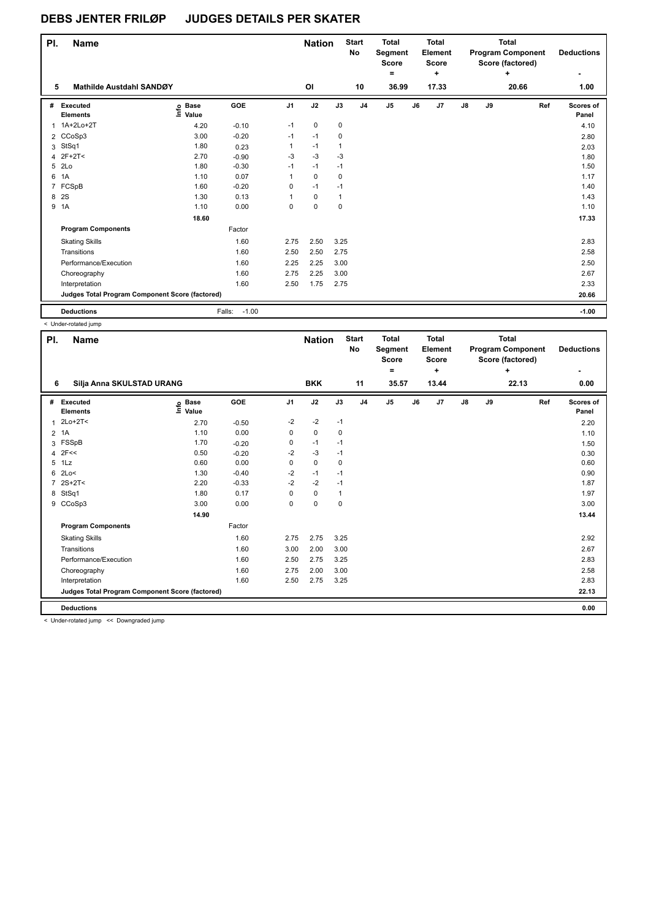# DEBS JENTER FRILØP JUDGES DETAILS PER SKATER

| Pl. | Name | Nation | Start No | Total Segment Score = | Total Element Score + | Total Program Component Score (factored) + | Deductions - |
|---|---|---|---|---|---|---|---|
| 5 | Mathilde Austdahl SANDØY | OI | 10 | 36.99 | 17.33 | 20.66 | 1.00 |

| # | Executed Elements | Info | Base Value | GOE | J1 | J2 | J3 | J4 | J5 | J6 | J7 | J8 | J9 | Ref | Scores of Panel |
|---|---|---|---|---|---|---|---|---|---|---|---|---|---|---|---|
| 1 | 1A+2Lo+2T | | 4.20 | -0.10 | -1 | 0 | 0 | | | | | | | | 4.10 |
| 2 | CCoSp3 | | 3.00 | -0.20 | -1 | -1 | 0 | | | | | | | | 2.80 |
| 3 | StSq1 | | 1.80 | 0.23 | 1 | -1 | 1 | | | | | | | | 2.03 |
| 4 | 2F+2T< | < | 2.70 | -0.90 | -3 | -3 | -3 | | | | | | | | 1.80 |
| 5 | 2Lo | | 1.80 | -0.30 | -1 | -1 | -1 | | | | | | | | 1.50 |
| 6 | 1A | | 1.10 | 0.07 | 1 | 0 | 0 | | | | | | | | 1.17 |
| 7 | FCSpB | | 1.60 | -0.20 | 0 | -1 | -1 | | | | | | | | 1.40 |
| 8 | 2S | | 1.30 | 0.13 | 1 | 0 | 1 | | | | | | | | 1.43 |
| 9 | 1A | | 1.10 | 0.00 | 0 | 0 | 0 | | | | | | | | 1.10 |
| | | | 18.60 | | | | | | | | | | | | 17.33 |
| | **Program Components** | | | Factor | | | | | | | | | | | |
| | Skating Skills | | | 1.60 | 2.75 | 2.50 | 3.25 | | | | | | | | 2.83 |
| | Transitions | | | 1.60 | 2.50 | 2.50 | 2.75 | | | | | | | | 2.58 |
| | Performance/Execution | | | 1.60 | 2.25 | 2.25 | 3.00 | | | | | | | | 2.50 |
| | Choreography | | | 1.60 | 2.75 | 2.25 | 3.00 | | | | | | | | 2.67 |
| | Interpretation | | | 1.60 | 2.50 | 1.75 | 2.75 | | | | | | | | 2.33 |
| | **Judges Total Program Component Score (factored)** | | | | | | | | | | | | | | 20.66 |
| | **Deductions** | | | Falls: -1.00 | | | | | | | | | | | -1.00 |

< Under-rotated jump

| Pl. | Name | Nation | Start No | Total Segment Score = | Total Element Score + | Total Program Component Score (factored) + | Deductions - |
|---|---|---|---|---|---|---|---|
| 6 | Silja Anna SKULSTAD URANG | BKK | 11 | 35.57 | 13.44 | 22.13 | 0.00 |

| # | Executed Elements | Info | Base Value | GOE | J1 | J2 | J3 | J4 | J5 | J6 | J7 | J8 | J9 | Ref | Scores of Panel |
|---|---|---|---|---|---|---|---|---|---|---|---|---|---|---|---|
| 1 | 2Lo+2T< | < | 2.70 | -0.50 | -2 | -2 | -1 | | | | | | | | 2.20 |
| 2 | 1A | | 1.10 | 0.00 | 0 | 0 | 0 | | | | | | | | 1.10 |
| 3 | FSSpB | | 1.70 | -0.20 | 0 | -1 | -1 | | | | | | | | 1.50 |
| 4 | 2F<< | << | 0.50 | -0.20 | -2 | -3 | -1 | | | | | | | | 0.30 |
| 5 | 1Lz | | 0.60 | 0.00 | 0 | 0 | 0 | | | | | | | | 0.60 |
| 6 | 2Lo< | < | 1.30 | -0.40 | -2 | -1 | -1 | | | | | | | | 0.90 |
| 7 | 2S+2T< | < | 2.20 | -0.33 | -2 | -2 | -1 | | | | | | | | 1.87 |
| 8 | StSq1 | | 1.80 | 0.17 | 0 | 0 | 1 | | | | | | | | 1.97 |
| 9 | CCoSp3 | | 3.00 | 0.00 | 0 | 0 | 0 | | | | | | | | 3.00 |
| | | | 14.90 | | | | | | | | | | | | 13.44 |
| | **Program Components** | | | Factor | | | | | | | | | | | |
| | Skating Skills | | | 1.60 | 2.75 | 2.75 | 3.25 | | | | | | | | 2.92 |
| | Transitions | | | 1.60 | 3.00 | 2.00 | 3.00 | | | | | | | | 2.67 |
| | Performance/Execution | | | 1.60 | 2.50 | 2.75 | 3.25 | | | | | | | | 2.83 |
| | Choreography | | | 1.60 | 2.75 | 2.00 | 3.00 | | | | | | | | 2.58 |
| | Interpretation | | | 1.60 | 2.50 | 2.75 | 3.25 | | | | | | | | 2.83 |
| | **Judges Total Program Component Score (factored)** | | | | | | | | | | | | | | 22.13 |
| | **Deductions** | | | | | | | | | | | | | | 0.00 |

< Under-rotated jump << Downgraded jump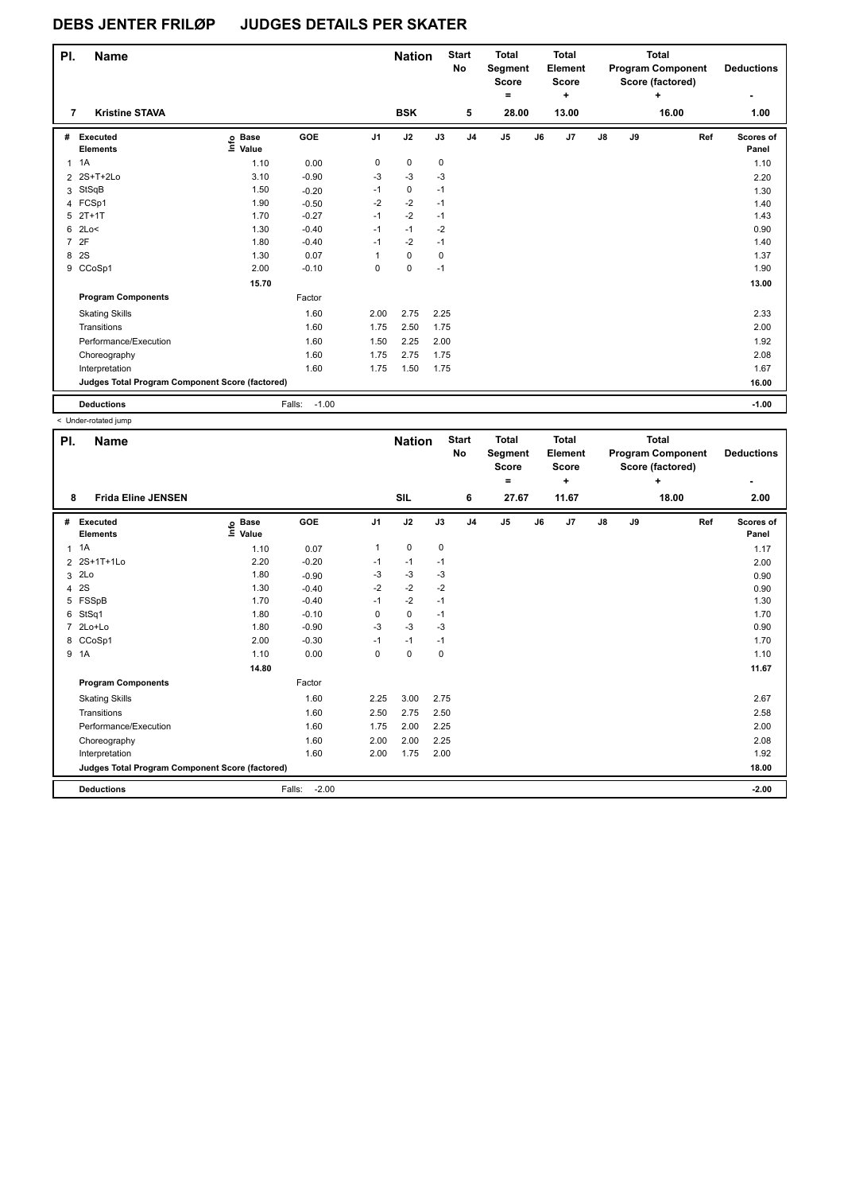# DEBS JENTER FRILØP JUDGES DETAILS PER SKATER

| Pl. | Name | | Nation | Start No | Total Segment Score = | Total Element Score + | Total Program Component Score (factored) + | Deductions - |
|---|---|---|---|---|---|---|---|---|
| 7 | Kristine STAVA | | BSK | 5 | 28.00 | 13.00 | 16.00 | 1.00 |

| # | Executed Elements | Info | Base Value | GOE | J1 | J2 | J3 | J4 | J5 | J6 | J7 | J8 | J9 | Ref | Scores of Panel |
|---|---|---|---|---|---|---|---|---|---|---|---|---|---|---|---|
| 1 | 1A | | 1.10 | 0.00 | 0 | 0 | 0 | | | | | | | | 1.10 |
| 2 | 2S+T+2Lo | | 3.10 | -0.90 | -3 | -3 | -3 | | | | | | | | 2.20 |
| 3 | StSqB | | 1.50 | -0.20 | -1 | 0 | -1 | | | | | | | | 1.30 |
| 4 | FCSp1 | | 1.90 | -0.50 | -2 | -2 | -1 | | | | | | | | 1.40 |
| 5 | 2T+1T | | 1.70 | -0.27 | -1 | -2 | -1 | | | | | | | | 1.43 |
| 6 | 2Lo< | | 1.30 | -0.40 | -1 | -1 | -2 | | | | | | | | 0.90 |
| 7 | 2F | | 1.80 | -0.40 | -1 | -2 | -1 | | | | | | | | 1.40 |
| 8 | 2S | | 1.30 | 0.07 | 1 | 0 | 0 | | | | | | | | 1.37 |
| 9 | CCoSp1 | | 2.00 | -0.10 | 0 | 0 | -1 | | | | | | | | 1.90 |
| | | | 15.70 | | | | | | | | | | | | 13.00 |
| | **Program Components** | | | Factor | | | | | | | | | | | |
| | Skating Skills | | | 1.60 | 2.00 | 2.75 | 2.25 | | | | | | | | 2.33 |
| | Transitions | | | 1.60 | 1.75 | 2.50 | 1.75 | | | | | | | | 2.00 |
| | Performance/Execution | | | 1.60 | 1.50 | 2.25 | 2.00 | | | | | | | | 1.92 |
| | Choreography | | | 1.60 | 1.75 | 2.75 | 1.75 | | | | | | | | 2.08 |
| | Interpretation | | | 1.60 | 1.75 | 1.50 | 1.75 | | | | | | | | 1.67 |
| | **Judges Total Program Component Score (factored)** | | | | | | | | | | | | | | 16.00 |
| | **Deductions** | | | Falls: -1.00 | | | | | | | | | | | -1.00 |

< Under-rotated jump

| Pl. | Name | | Nation | Start No | Total Segment Score = | Total Element Score + | Total Program Component Score (factored) + | Deductions - |
|---|---|---|---|---|---|---|---|---|
| 8 | Frida Eline JENSEN | | SIL | 6 | 27.67 | 11.67 | 18.00 | 2.00 |

| # | Executed Elements | Info | Base Value | GOE | J1 | J2 | J3 | J4 | J5 | J6 | J7 | J8 | J9 | Ref | Scores of Panel |
|---|---|---|---|---|---|---|---|---|---|---|---|---|---|---|---|
| 1 | 1A | | 1.10 | 0.07 | 1 | 0 | 0 | | | | | | | | 1.17 |
| 2 | 2S+1T+1Lo | | 2.20 | -0.20 | -1 | -1 | -1 | | | | | | | | 2.00 |
| 3 | 2Lo | | 1.80 | -0.90 | -3 | -3 | -3 | | | | | | | | 0.90 |
| 4 | 2S | | 1.30 | -0.40 | -2 | -2 | -2 | | | | | | | | 0.90 |
| 5 | FSSpB | | 1.70 | -0.40 | -1 | -2 | -1 | | | | | | | | 1.30 |
| 6 | StSq1 | | 1.80 | -0.10 | 0 | 0 | -1 | | | | | | | | 1.70 |
| 7 | 2Lo+Lo | | 1.80 | -0.90 | -3 | -3 | -3 | | | | | | | | 0.90 |
| 8 | CCoSp1 | | 2.00 | -0.30 | -1 | -1 | -1 | | | | | | | | 1.70 |
| 9 | 1A | | 1.10 | 0.00 | 0 | 0 | 0 | | | | | | | | 1.10 |
| | | | 14.80 | | | | | | | | | | | | 11.67 |
| | **Program Components** | | | Factor | | | | | | | | | | | |
| | Skating Skills | | | 1.60 | 2.25 | 3.00 | 2.75 | | | | | | | | 2.67 |
| | Transitions | | | 1.60 | 2.50 | 2.75 | 2.50 | | | | | | | | 2.58 |
| | Performance/Execution | | | 1.60 | 1.75 | 2.00 | 2.25 | | | | | | | | 2.00 |
| | Choreography | | | 1.60 | 2.00 | 2.00 | 2.25 | | | | | | | | 2.08 |
| | Interpretation | | | 1.60 | 2.00 | 1.75 | 2.00 | | | | | | | | 1.92 |
| | **Judges Total Program Component Score (factored)** | | | | | | | | | | | | | | 18.00 |
| | **Deductions** | | | Falls: -2.00 | | | | | | | | | | | -2.00 |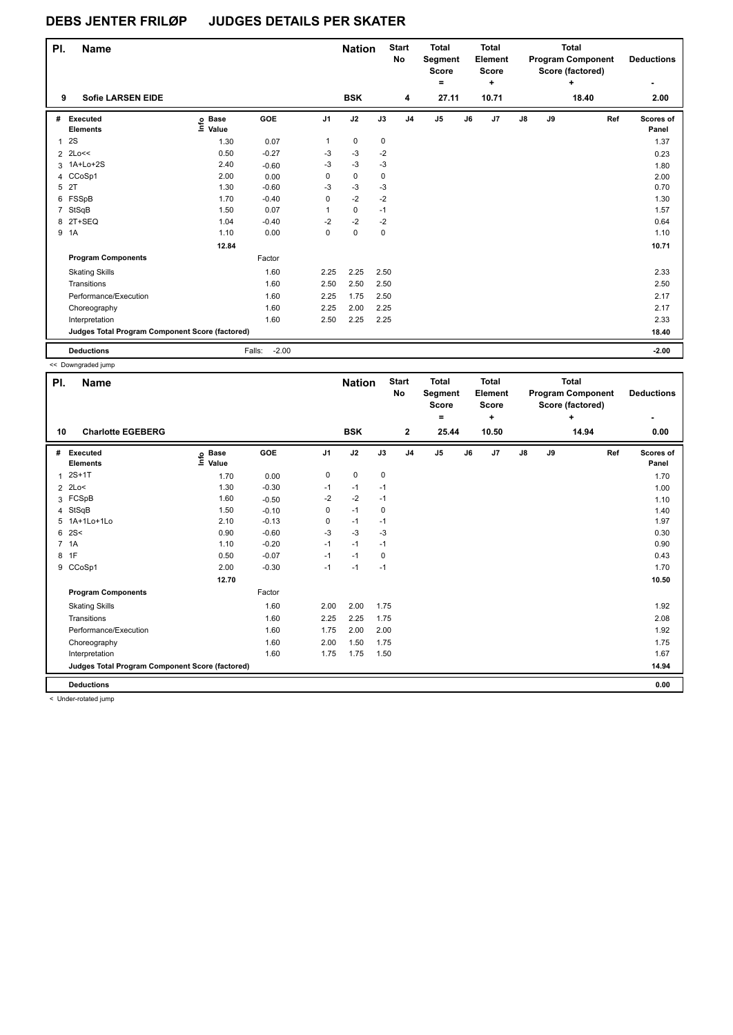# DEBS JENTER FRILØP JUDGES DETAILS PER SKATER

| Pl. | Name | Nation | Start No | Total Segment Score = | Total Element Score + | Total Program Component Score (factored) + | Deductions - |
|---|---|---|---|---|---|---|---|
| 9 | Sofie LARSEN EIDE | BSK | 4 | 27.11 | 10.71 | 18.40 | 2.00 |

| # | Executed Elements | Info | Base Value | GOE | J1 | J2 | J3 | J4 | J5 | J6 | J7 | J8 | J9 | Ref | Scores of Panel |
|---|---|---|---|---|---|---|---|---|---|---|---|---|---|---|---|
| 1 | 2S | | 1.30 | 0.07 | 1 | 0 | 0 | | | | | | | | 1.37 |
| 2 | 2Lo<< | | 0.50 | -0.27 | -3 | -3 | -2 | | | | | | | | 0.23 |
| 3 | 1A+Lo+2S | | 2.40 | -0.60 | -3 | -3 | -3 | | | | | | | | 1.80 |
| 4 | CCoSp1 | | 2.00 | 0.00 | 0 | 0 | 0 | | | | | | | | 2.00 |
| 5 | 2T | | 1.30 | -0.60 | -3 | -3 | -3 | | | | | | | | 0.70 |
| 6 | FSSpB | | 1.70 | -0.40 | 0 | -2 | -2 | | | | | | | | 1.30 |
| 7 | StSqB | | 1.50 | 0.07 | 1 | 0 | -1 | | | | | | | | 1.57 |
| 8 | 2T+SEQ | | 1.04 | -0.40 | -2 | -2 | -2 | | | | | | | | 0.64 |
| 9 | 1A | | 1.10 | 0.00 | 0 | 0 | 0 | | | | | | | | 1.10 |
| | | | 12.84 | | | | | | | | | | | | 10.71 |
| | **Program Components** | | | Factor | | | | | | | | | | | |
| | Skating Skills | | | 1.60 | 2.25 | 2.25 | 2.50 | | | | | | | | 2.33 |
| | Transitions | | | 1.60 | 2.50 | 2.50 | 2.50 | | | | | | | | 2.50 |
| | Performance/Execution | | | 1.60 | 2.25 | 1.75 | 2.50 | | | | | | | | 2.17 |
| | Choreography | | | 1.60 | 2.25 | 2.00 | 2.25 | | | | | | | | 2.17 |
| | Interpretation | | | 1.60 | 2.50 | 2.25 | 2.25 | | | | | | | | 2.33 |
| | **Judges Total Program Component Score (factored)** | | | | | | | | | | | | | | 18.40 |
| | **Deductions** | | | Falls: -2.00 | | | | | | | | | | | -2.00 |

<< Downgraded jump

| Pl. | Name | Nation | Start No | Total Segment Score = | Total Element Score + | Total Program Component Score (factored) + | Deductions - |
|---|---|---|---|---|---|---|---|
| 10 | Charlotte EGEBERG | BSK | 2 | 25.44 | 10.50 | 14.94 | 0.00 |

| # | Executed Elements | Info | Base Value | GOE | J1 | J2 | J3 | J4 | J5 | J6 | J7 | J8 | J9 | Ref | Scores of Panel |
|---|---|---|---|---|---|---|---|---|---|---|---|---|---|---|---|
| 1 | 2S+1T | | 1.70 | 0.00 | 0 | 0 | 0 | | | | | | | | 1.70 |
| 2 | 2Lo< | | 1.30 | -0.30 | -1 | -1 | -1 | | | | | | | | 1.00 |
| 3 | FCSpB | | 1.60 | -0.50 | -2 | -2 | -1 | | | | | | | | 1.10 |
| 4 | StSqB | | 1.50 | -0.10 | 0 | -1 | 0 | | | | | | | | 1.40 |
| 5 | 1A+1Lo+1Lo | | 2.10 | -0.13 | 0 | -1 | -1 | | | | | | | | 1.97 |
| 6 | 2S< | | 0.90 | -0.60 | -3 | -3 | -3 | | | | | | | | 0.30 |
| 7 | 1A | | 1.10 | -0.20 | -1 | -1 | -1 | | | | | | | | 0.90 |
| 8 | 1F | | 0.50 | -0.07 | -1 | -1 | 0 | | | | | | | | 0.43 |
| 9 | CCoSp1 | | 2.00 | -0.30 | -1 | -1 | -1 | | | | | | | | 1.70 |
| | | | 12.70 | | | | | | | | | | | | 10.50 |
| | **Program Components** | | | Factor | | | | | | | | | | | |
| | Skating Skills | | | 1.60 | 2.00 | 2.00 | 1.75 | | | | | | | | 1.92 |
| | Transitions | | | 1.60 | 2.25 | 2.25 | 1.75 | | | | | | | | 2.08 |
| | Performance/Execution | | | 1.60 | 1.75 | 2.00 | 2.00 | | | | | | | | 1.92 |
| | Choreography | | | 1.60 | 2.00 | 1.50 | 1.75 | | | | | | | | 1.75 |
| | Interpretation | | | 1.60 | 1.75 | 1.75 | 1.50 | | | | | | | | 1.67 |
| | **Judges Total Program Component Score (factored)** | | | | | | | | | | | | | | 14.94 |
| | **Deductions** | | | | | | | | | | | | | | 0.00 |

< Under-rotated jump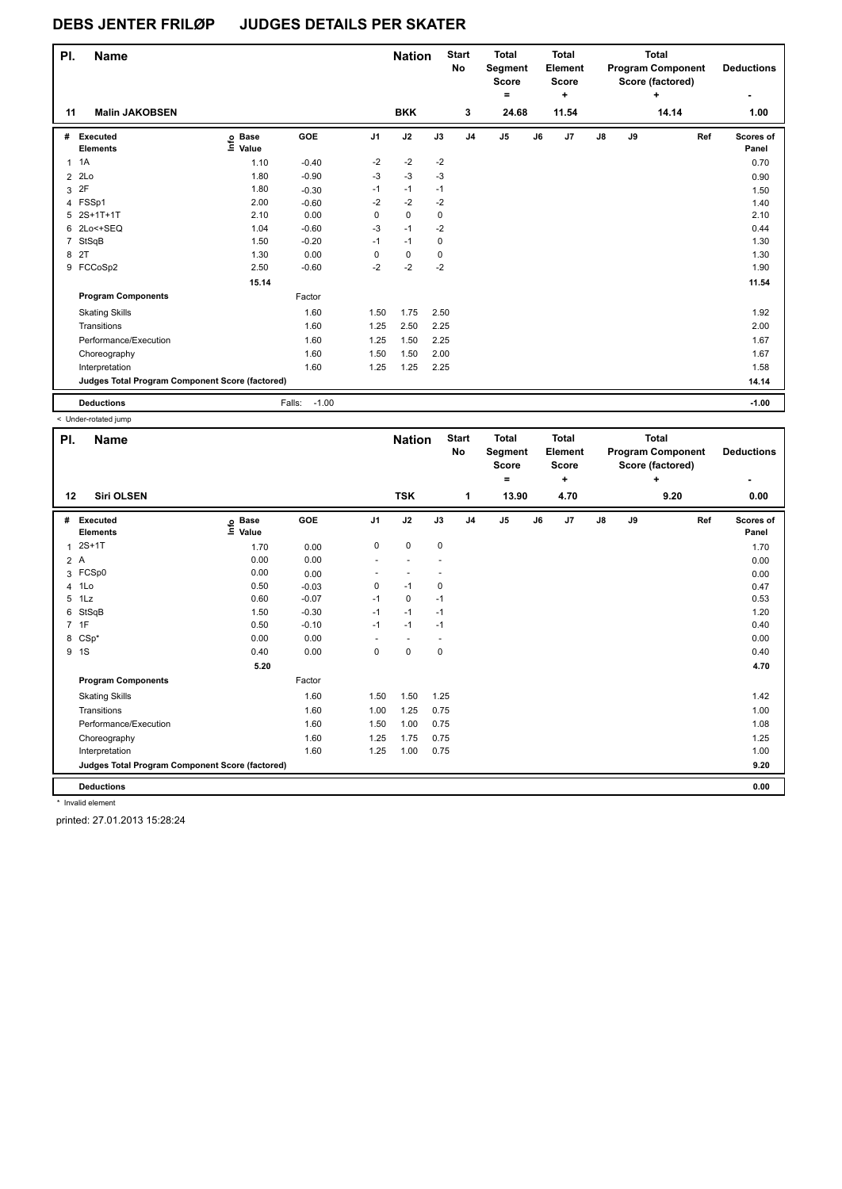# DEBS JENTER FRILØP JUDGES DETAILS PER SKATER

| Pl. | Name | Nation | Start No | Total Segment Score = | Total Element Score + | Total Program Component Score (factored) + | Deductions - |
|---|---|---|---|---|---|---|---|
| 11 | Malin JAKOBSEN | BKK | 3 | 24.68 | 11.54 | 14.14 | 1.00 |

| # | Executed Elements | Info | Base Value | GOE | J1 | J2 | J3 | J4 | J5 | J6 | J7 | J8 | J9 | Ref | Scores of Panel |
|---|---|---|---|---|---|---|---|---|---|---|---|---|---|---|---|
| 1 | 1A | | 1.10 | -0.40 | -2 | -2 | -2 | | | | | | | | 0.70 |
| 2 | 2Lo | | 1.80 | -0.90 | -3 | -3 | -3 | | | | | | | | 0.90 |
| 3 | 2F | | 1.80 | -0.30 | -1 | -1 | -1 | | | | | | | | 1.50 |
| 4 | FSSp1 | | 2.00 | -0.60 | -2 | -2 | -2 | | | | | | | | 1.40 |
| 5 | 2S+1T+1T | | 2.10 | 0.00 | 0 | 0 | 0 | | | | | | | | 2.10 |
| 6 | 2Lo<+SEQ | | 1.04 | -0.60 | -3 | -1 | -2 | | | | | | | | 0.44 |
| 7 | StSqB | | 1.50 | -0.20 | -1 | -1 | 0 | | | | | | | | 1.30 |
| 8 | 2T | | 1.30 | 0.00 | 0 | 0 | 0 | | | | | | | | 1.30 |
| 9 | FCCoSp2 | | 2.50 | -0.60 | -2 | -2 | -2 | | | | | | | | 1.90 |
| | | | 15.14 | | | | | | | | | | | | 11.54 |
| | **Program Components** | | | Factor | | | | | | | | | | | |
| | Skating Skills | | | 1.60 | 1.50 | 1.75 | 2.50 | | | | | | | | 1.92 |
| | Transitions | | | 1.60 | 1.25 | 2.50 | 2.25 | | | | | | | | 2.00 |
| | Performance/Execution | | | 1.60 | 1.25 | 1.50 | 2.25 | | | | | | | | 1.67 |
| | Choreography | | | 1.60 | 1.50 | 1.50 | 2.00 | | | | | | | | 1.67 |
| | Interpretation | | | 1.60 | 1.25 | 1.25 | 2.25 | | | | | | | | 1.58 |
| | **Judges Total Program Component Score (factored)** | | | | | | | | | | | | | | 14.14 |
| | **Deductions** | | | Falls: -1.00 | | | | | | | | | | | -1.00 |

< Under-rotated jump

| Pl. | Name | Nation | Start No | Total Segment Score = | Total Element Score + | Total Program Component Score (factored) + | Deductions - |
|---|---|---|---|---|---|---|---|
| 12 | Siri OLSEN | TSK | 1 | 13.90 | 4.70 | 9.20 | 0.00 |

| # | Executed Elements | Info | Base Value | GOE | J1 | J2 | J3 | J4 | J5 | J6 | J7 | J8 | J9 | Ref | Scores of Panel |
|---|---|---|---|---|---|---|---|---|---|---|---|---|---|---|---|
| 1 | 2S+1T | | 1.70 | 0.00 | 0 | 0 | 0 | | | | | | | | 1.70 |
| 2 | A | | 0.00 | 0.00 | - | - | - | | | | | | | | 0.00 |
| 3 | FCSp0 | | 0.00 | 0.00 | - | - | - | | | | | | | | 0.00 |
| 4 | 1Lo | | 0.50 | -0.03 | 0 | -1 | 0 | | | | | | | | 0.47 |
| 5 | 1Lz | | 0.60 | -0.07 | -1 | 0 | -1 | | | | | | | | 0.53 |
| 6 | StSqB | | 1.50 | -0.30 | -1 | -1 | -1 | | | | | | | | 1.20 |
| 7 | 1F | | 0.50 | -0.10 | -1 | -1 | -1 | | | | | | | | 0.40 |
| 8 | CSp* | | 0.00 | 0.00 | - | - | - | | | | | | | | 0.00 |
| 9 | 1S | | 0.40 | 0.00 | 0 | 0 | 0 | | | | | | | | 0.40 |
| | | | 5.20 | | | | | | | | | | | | 4.70 |
| | **Program Components** | | | Factor | | | | | | | | | | | |
| | Skating Skills | | | 1.60 | 1.50 | 1.50 | 1.25 | | | | | | | | 1.42 |
| | Transitions | | | 1.60 | 1.00 | 1.25 | 0.75 | | | | | | | | 1.00 |
| | Performance/Execution | | | 1.60 | 1.50 | 1.00 | 0.75 | | | | | | | | 1.08 |
| | Choreography | | | 1.60 | 1.25 | 1.75 | 0.75 | | | | | | | | 1.25 |
| | Interpretation | | | 1.60 | 1.25 | 1.00 | 0.75 | | | | | | | | 1.00 |
| | **Judges Total Program Component Score (factored)** | | | | | | | | | | | | | | 9.20 |
| | **Deductions** | | | | | | | | | | | | | | 0.00 |

* Invalid element

printed: 27.01.2013 15:28:24